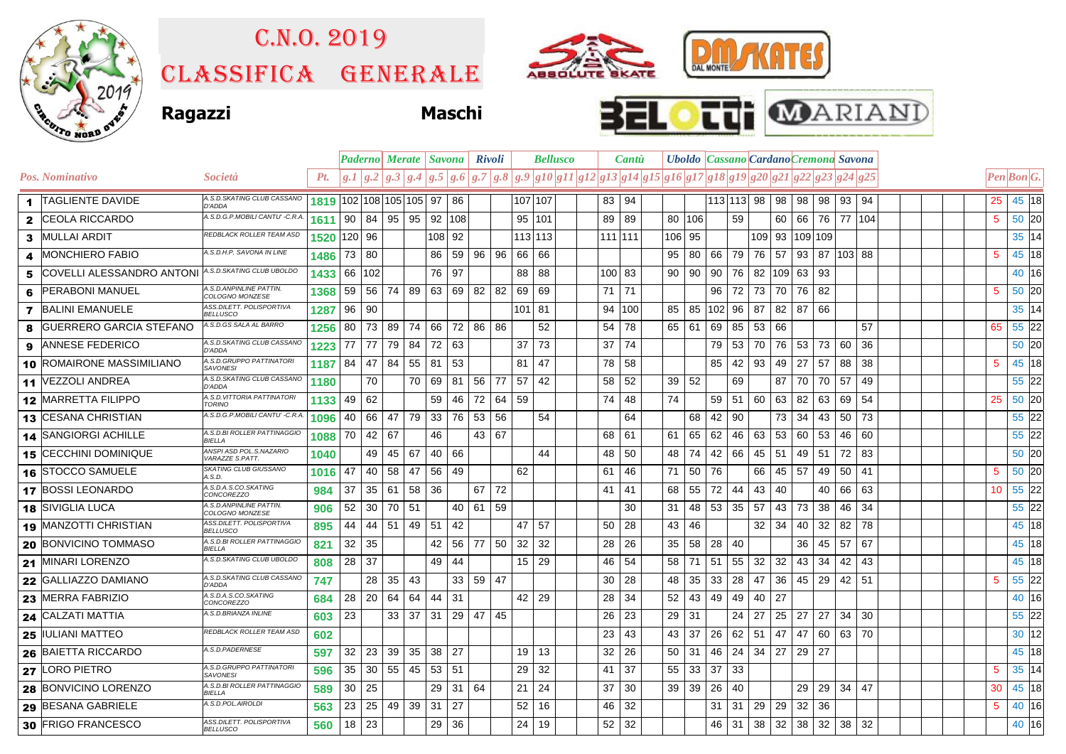# C.N.O. 2019

# Classifica Generale

**Ragazzi** **Maschi**

| | | | | Paderno | | Merate | | Savona | | Rivoli | | Bellusco | | | | Cantù | | | Uboldo | | Cassano | | Cardano | | Cremona | | Savona | | | | |
|---|---|---|---|---|---|---|---|---|---|---|---|---|---|---|---|---|---|---|---|---|---|---|---|---|---|---|---|---|---|---|---|
| Pos. | Nominativo | Società | Pt. | g.1 | g.2 | g.3 | g.4 | g.5 | g.6 | g.7 | g.8 | g.9 | g10 | g11 | g12 | g13 | g14 | g15 | g16 | g17 | g18 | g19 | g20 | g21 | g22 | g23 | g24 | g25 | Pen | Bon | G. |
| 1 | TAGLIENTE DAVIDE | A.S.D.SKATING CLUB CASSANO D'ADDA | 1819 | 102 | 108 | 105 | 105 | 97 | 86 | | | 107 | 107 | | | 83 | 94 | | | | 113 | 113 | 98 | 98 | 98 | 98 | 93 | 94 | 25 | 45 | 18 |
| 2 | CEOLA RICCARDO | A.S.D.G.P.MOBILI CANTU' -C.R.A. | 1611 | 90 | 84 | 95 | 95 | 92 | 108 | | | 95 | 101 | | | 89 | 89 | | 80 | 106 | | 59 | | 60 | 66 | 76 | 77 | 104 | 5 | 50 | 20 |
| 3 | MULLAI ARDIT | REDBLACK ROLLER TEAM ASD | 1520 | 120 | 96 | | | 108 | 92 | | | 113 | 113 | | | 111 | 111 | | 106 | 95 | | | 109 | 93 | 109 | 109 | | | | 35 | 14 |
| 4 | MONCHIERO FABIO | A.S.D.H.P. SAVONA IN LINE | 1486 | 73 | 80 | | | 86 | 59 | 96 | 96 | 66 | 66 | | | | | | 95 | 80 | 66 | 79 | 76 | 57 | 93 | 87 | 103 | 88 | 5 | 45 | 18 |
| 5 | COVELLI ALESSANDRO ANTONI | A.S.D.SKATING CLUB UBOLDO | 1433 | 66 | 102 | | | 76 | 97 | | | 88 | 88 | | | 100 | 83 | | 90 | 90 | 90 | 76 | 82 | 109 | 63 | 93 | | | | 40 | 16 |
| 6 | PERABONI MANUEL | A.S.D.ANPINLINE PATTIN. COLOGNO MONZESE | 1368 | 59 | 56 | 74 | 89 | 63 | 69 | 82 | 82 | 69 | 69 | | | 71 | 71 | | | | 96 | 72 | 73 | 70 | 76 | 82 | | | 5 | 50 | 20 |
| 7 | BALINI EMANUELE | ASS.DILETT. POLISPORTIVA BELLUSCO | 1287 | 96 | 90 | | | | | | | 101 | 81 | | | 94 | 100 | | 85 | 85 | 102 | 96 | 87 | 82 | 87 | 66 | | | | 35 | 14 |
| 8 | GUERRERO GARCIA STEFANO | A.S.D.GS SALA AL BARRO | 1256 | 80 | 73 | 89 | 74 | 66 | 72 | 86 | 86 | | 52 | | | 54 | 78 | | 65 | 61 | 69 | 85 | 53 | 66 | | | | 57 | 65 | 55 | 22 |
| 9 | ANNESE FEDERICO | A.S.D.SKATING CLUB CASSANO D'ADDA | 1223 | 77 | 77 | 79 | 84 | 72 | 63 | | | 37 | 73 | | | 37 | 74 | | | | 79 | 53 | 70 | 76 | 53 | 73 | 60 | 36 | | 50 | 20 |
| 10 | ROMAIRONE MASSIMILIANO | A.S.D.GRUPPO PATTINATORI SAVONESI | 1187 | 84 | 47 | 84 | 55 | 81 | 53 | | | 81 | 47 | | | 78 | 58 | | | | 85 | 42 | 93 | 49 | 27 | 57 | 88 | 38 | 5 | 45 | 18 |
| 11 | VEZZOLI ANDREA | A.S.D.SKATING CLUB CASSANO D'ADDA | 1180 | | 70 | | 70 | 69 | 81 | 56 | 77 | 57 | 42 | | | 58 | 52 | | 39 | 52 | | 69 | | 87 | 70 | 70 | 57 | 49 | | 55 | 22 |
| 12 | MARRETTA FILIPPO | A.S.D.VITTORIA PATTINATORI TORINO | 1133 | 49 | 62 | | | 59 | 46 | 72 | 64 | 59 | | | | 74 | 48 | | 74 | | 59 | 51 | 60 | 63 | 82 | 63 | 69 | 54 | 25 | 50 | 20 |
| 13 | CESANA CHRISTIAN | A.S.D.G.P.MOBILI CANTU' -C.R.A. | 1096 | 40 | 66 | 47 | 79 | 33 | 76 | 53 | 56 | | 54 | | | | 64 | | | 68 | 42 | 90 | | 73 | 34 | 43 | 50 | 73 | | 55 | 22 |
| 14 | SANGIORGI ACHILLE | A.S.D.BI ROLLER PATTINAGGIO BIELLA | 1088 | 70 | 42 | 67 | | 46 | | 43 | 67 | | | | | 68 | 61 | | 61 | 65 | 62 | 46 | 63 | 53 | 60 | 53 | 46 | 60 | | 55 | 22 |
| 15 | CECCHINI DOMINIQUE | ANSPI ASD POL.S.NAZARIO VARAZZE S.PATT. | 1040 | | 49 | 45 | 67 | 40 | 66 | | | | 44 | | | 48 | 50 | | 48 | 74 | 42 | 66 | 45 | 51 | 49 | 51 | 72 | 83 | | 50 | 20 |
| 16 | STOCCO SAMUELE | SKATING CLUB GIUSSANO A.S.D. | 1016 | 47 | 40 | 58 | 47 | 56 | 49 | | | 62 | | | | 61 | 46 | | 71 | 50 | 76 | | 66 | 45 | 57 | 49 | 50 | 41 | 5 | 50 | 20 |
| 17 | BOSSI LEONARDO | A.S.D.A.S.CO.SKATING CONCOREZZO | 984 | 37 | 35 | 61 | 58 | 36 | | 67 | 72 | | | | | 41 | 41 | | 68 | 55 | 72 | 44 | 43 | 40 | | 40 | 66 | 63 | 10 | 55 | 22 |
| 18 | SIVIGLIA LUCA | A.S.D.ANPINLINE PATTIN. COLOGNO MONZESE | 906 | 52 | 30 | 70 | 51 | | 40 | 61 | 59 | | | | | | 30 | | 31 | 48 | 53 | 35 | 57 | 43 | 73 | 38 | 46 | 34 | | 55 | 22 |
| 19 | MANZOTTI CHRISTIAN | ASS.DILETT. POLISPORTIVA BELLUSCO | 895 | 44 | 44 | 51 | 49 | 51 | 42 | | | 47 | 57 | | | 50 | 28 | | 43 | 46 | | | 32 | 34 | 40 | 32 | 82 | 78 | | 45 | 18 |
| 20 | BONVICINO TOMMASO | A.S.D.BI ROLLER PATTINAGGIO BIELLA | 821 | 32 | 35 | | | 42 | 56 | 77 | 50 | 32 | 32 | | | 28 | 26 | | 35 | 58 | 28 | 40 | | | 36 | 45 | 57 | 67 | | 45 | 18 |
| 21 | MINARI LORENZO | A.S.D.SKATING CLUB UBOLDO | 808 | 28 | 37 | | | 49 | 44 | | | 15 | 29 | | | 46 | 54 | | 58 | 71 | 51 | 55 | 32 | 32 | 43 | 34 | 42 | 43 | | 45 | 18 |
| 22 | GALLIAZZO DAMIANO | A.S.D.SKATING CLUB CASSANO D'ADDA | 747 | | 28 | 35 | 43 | | 33 | 59 | 47 | | | | | 30 | 28 | | 48 | 35 | 33 | 28 | 47 | 36 | 45 | 29 | 42 | 51 | 5 | 55 | 22 |
| 23 | MERRA FABRIZIO | A.S.D.A.S.CO.SKATING CONCOREZZO | 684 | 28 | 20 | 64 | 64 | 44 | 31 | | | 42 | 29 | | | 28 | 34 | | 52 | 43 | 49 | 49 | 40 | 27 | | | | | | 40 | 16 |
| 24 | CALZATI MATTIA | A.S.D.BRIANZA INLINE | 603 | 23 | | 33 | 37 | 31 | 29 | 47 | 45 | | | | | 26 | 23 | | 29 | 31 | | 24 | 27 | 25 | 27 | 27 | 34 | 30 | | 55 | 22 |
| 25 | IULIANI MATTEO | REDBLACK ROLLER TEAM ASD | 602 | | | | | | | | | | | | | 23 | 43 | | 43 | 37 | 26 | 62 | 51 | 47 | 47 | 60 | 63 | 70 | | 30 | 12 |
| 26 | BAIETTA RICCARDO | A.S.D.PADERNESE | 597 | 32 | 23 | 39 | 35 | 38 | 27 | | | 19 | 13 | | | 32 | 26 | | 50 | 31 | 46 | 24 | 34 | 27 | 29 | 27 | | | | 45 | 18 |
| 27 | LORO PIETRO | A.S.D.GRUPPO PATTINATORI SAVONESI | 596 | 35 | 30 | 55 | 45 | 53 | 51 | | | 29 | 32 | | | 41 | 37 | | 55 | 33 | 37 | 33 | | | | | | | 5 | 35 | 14 |
| 28 | BONVICINO LORENZO | A.S.D.BI ROLLER PATTINAGGIO BIELLA | 589 | 30 | 25 | | | 29 | 31 | 64 | | 21 | 24 | | | 37 | 30 | | 39 | 39 | 26 | 40 | | | 29 | 29 | 34 | 47 | 30 | 45 | 18 |
| 29 | BESANA GABRIELE | A.S.D.POL.AIROLDI | 563 | 23 | 25 | 49 | 39 | 31 | 27 | | | 52 | 16 | | | 46 | 32 | | | | 31 | 31 | 29 | 29 | 32 | 36 | | | 5 | 40 | 16 |
| 30 | FRIGO FRANCESCO | ASS.DILETT. POLISPORTIVA BELLUSCO | 560 | 18 | 23 | | | 29 | 36 | | | 24 | 19 | | | 52 | 32 | | | | 46 | 31 | 38 | 32 | 38 | 32 | 38 | 32 | | 40 | 16 |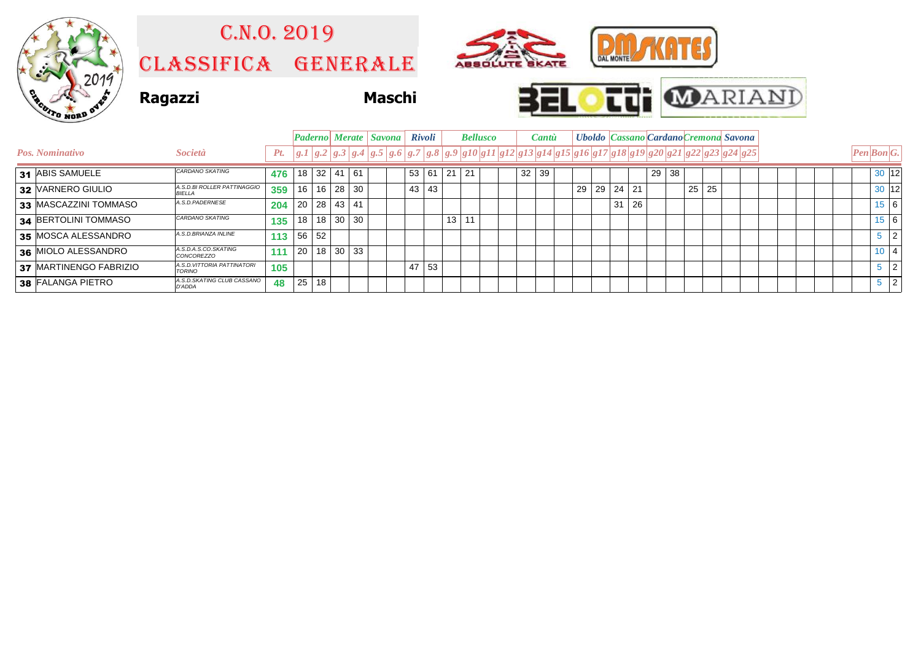# C.N.O. 2019

# Classifica Generale

**Ragazzi** **Maschi**

| | | | | Paderno | | Merate | | Savona | | Rivoli | | Bellusco | | | | Cantù | | | Uboldo | | Cassano | | Cardano | | Cremona | | Savona | | | | |
|---|---|---|---|---|---|---|---|---|---|---|---|---|---|---|---|---|---|---|---|---|---|---|---|---|---|---|---|---|---|---|---|
| Pos. | Nominativo | Società | Pt. | g.1 | g.2 | g.3 | g.4 | g.5 | g.6 | g.7 | g.8 | g.9 | g10 | g11 | g12 | g13 | g14 | g15 | g16 | g17 | g18 | g19 | g20 | g21 | g22 | g23 | g24 | g25 | Pen | Bon | G. |
| 31 | ABIS SAMUELE | CARDANO SKATING | 476 | 18 | 32 | 41 | 61 | | | 53 | 61 | 21 | 21 | | | 32 | 39 | | | | | | 29 | 38 | | | | | | 30 | 12 |
| 32 | VARNERO GIULIO | A.S.D.BI ROLLER PATTINAGGIO BIELLA | 359 | 16 | 16 | 28 | 30 | | | 43 | 43 | | | | | | | | 29 | 29 | 24 | 21 | | | 25 | 25 | | | | 30 | 12 |
| 33 | MASCAZZINI TOMMASO | A.S.D.PADERNESE | 204 | 20 | 28 | 43 | 41 | | | | | | | | | | | | | | 31 | 26 | | | | | | | | 15 | 6 |
| 34 | BERTOLINI TOMMASO | CARDANO SKATING | 135 | 18 | 18 | 30 | 30 | | | | | 13 | 11 | | | | | | | | | | | | | | | | | 15 | 6 |
| 35 | MOSCA ALESSANDRO | A.S.D.BRIANZA INLINE | 113 | 56 | 52 | | | | | | | | | | | | | | | | | | | | | | | | | 5 | 2 |
| 36 | MIOLO ALESSANDRO | A.S.D.A.S.CO.SKATING CONCOREZZO | 111 | 20 | 18 | 30 | 33 | | | | | | | | | | | | | | | | | | | | | | | 10 | 4 |
| 37 | MARTINENGO FABRIZIO | A.S.D.VITTORIA PATTINATORI TORINO | 105 | | | | | | | 47 | 53 | | | | | | | | | | | | | | | | | | | 5 | 2 |
| 38 | FALANGA PIETRO | A.S.D.SKATING CLUB CASSANO D'ADDA | 48 | 25 | 18 | | | | | | | | | | | | | | | | | | | | | | | | | 5 | 2 |